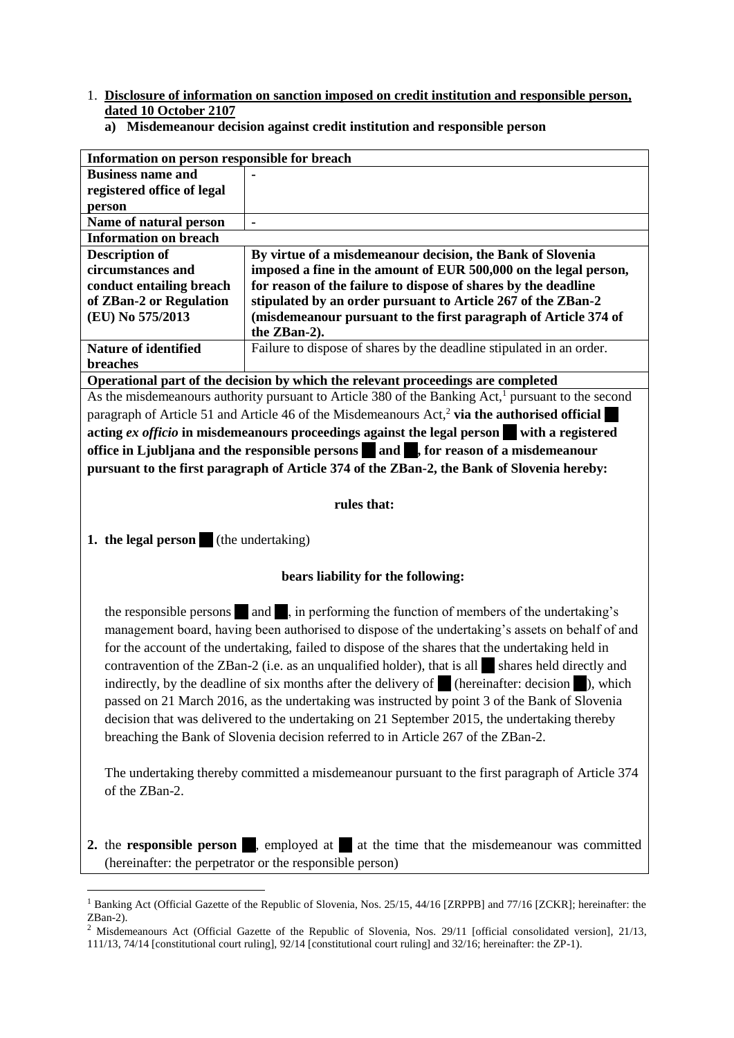1. **Disclosure of information on sanction imposed on credit institution and responsible person, dated 10 October 2107**

   **a) Misdemeanour decision against credit institution and responsible person**

| **Information on person responsible for breach** | |
|---|---|
| **Business name and registered office of legal person** | - |
| **Name of natural person** | - |
| **Information on breach** | |
| **Description of circumstances and conduct entailing breach of ZBan-2 or Regulation (EU) No 575/2013** | **By virtue of a misdemeanour decision, the Bank of Slovenia imposed a fine in the amount of EUR 500,000 on the legal person, for reason of the failure to dispose of shares by the deadline stipulated by an order pursuant to Article 267 of the ZBan-2 (misdemeanour pursuant to the first paragraph of Article 374 of the ZBan-2).** |
| **Nature of identified breaches** | Failure to dispose of shares by the deadline stipulated in an order. |

**Operational part of the decision by which the relevant proceedings are completed**

As the misdemeanours authority pursuant to Article 380 of the Banking Act,[1] pursuant to the second paragraph of Article 51 and Article 46 of the Misdemeanours Act,[2] **via the authorised official ██ acting *ex officio* in misdemeanours proceedings against the legal person ██ with a registered office in Ljubljana and the responsible persons ██ and ██, for reason of a misdemeanour pursuant to the first paragraph of Article 374 of the ZBan-2, the Bank of Slovenia hereby:**

**rules that:**

**1. the legal person** ██ (the undertaking)

**bears liability for the following:**

the responsible persons ██ and ██, in performing the function of members of the undertaking's management board, having been authorised to dispose of the undertaking's assets on behalf of and for the account of the undertaking, failed to dispose of the shares that the undertaking held in contravention of the ZBan-2 (i.e. as an unqualified holder), that is all ██ shares held directly and indirectly, by the deadline of six months after the delivery of ██ (hereinafter: decision ██), which passed on 21 March 2016, as the undertaking was instructed by point 3 of the Bank of Slovenia decision that was delivered to the undertaking on 21 September 2015, the undertaking thereby breaching the Bank of Slovenia decision referred to in Article 267 of the ZBan-2.

The undertaking thereby committed a misdemeanour pursuant to the first paragraph of Article 374 of the ZBan-2.

**2.** the **responsible person** ██, employed at ██ at the time that the misdemeanour was committed (hereinafter: the perpetrator or the responsible person)

---

[1] Banking Act (Official Gazette of the Republic of Slovenia, Nos. 25/15, 44/16 [ZRPPB] and 77/16 [ZCKR]; hereinafter: the ZBan-2).

[2] Misdemeanours Act (Official Gazette of the Republic of Slovenia, Nos. 29/11 [official consolidated version], 21/13, 111/13, 74/14 [constitutional court ruling], 92/14 [constitutional court ruling] and 32/16; hereinafter: the ZP-1).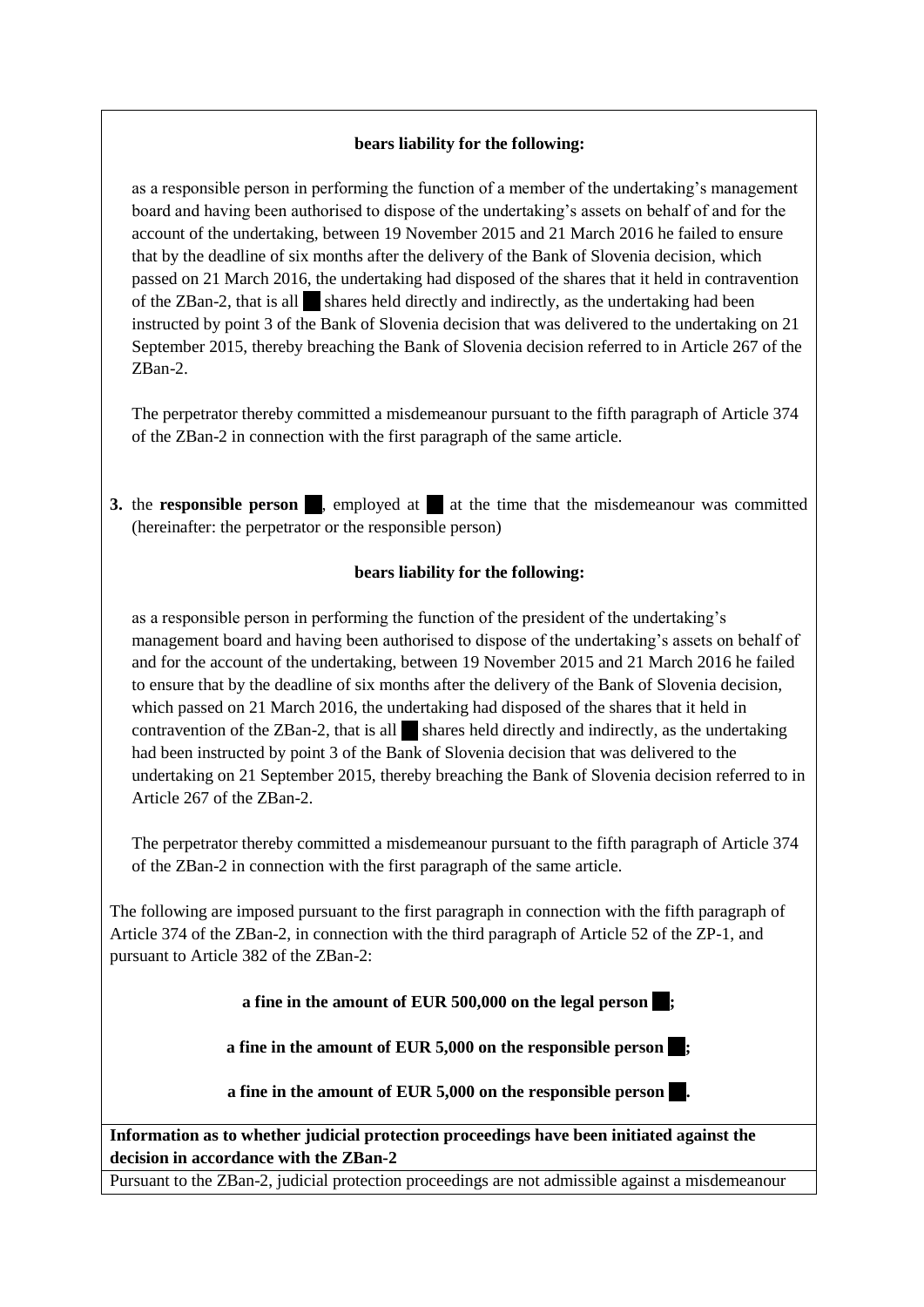**bears liability for the following:**

as a responsible person in performing the function of a member of the undertaking's management board and having been authorised to dispose of the undertaking's assets on behalf of and for the account of the undertaking, between 19 November 2015 and 21 March 2016 he failed to ensure that by the deadline of six months after the delivery of the Bank of Slovenia decision, which passed on 21 March 2016, the undertaking had disposed of the shares that it held in contravention of the ZBan-2, that is all ■ shares held directly and indirectly, as the undertaking had been instructed by point 3 of the Bank of Slovenia decision that was delivered to the undertaking on 21 September 2015, thereby breaching the Bank of Slovenia decision referred to in Article 267 of the ZBan-2.

The perpetrator thereby committed a misdemeanour pursuant to the fifth paragraph of Article 374 of the ZBan-2 in connection with the first paragraph of the same article.

**3.** the **responsible person** ■, employed at ■ at the time that the misdemeanour was committed (hereinafter: the perpetrator or the responsible person)

**bears liability for the following:**

as a responsible person in performing the function of the president of the undertaking's management board and having been authorised to dispose of the undertaking's assets on behalf of and for the account of the undertaking, between 19 November 2015 and 21 March 2016 he failed to ensure that by the deadline of six months after the delivery of the Bank of Slovenia decision, which passed on 21 March 2016, the undertaking had disposed of the shares that it held in contravention of the ZBan-2, that is all ■ shares held directly and indirectly, as the undertaking had been instructed by point 3 of the Bank of Slovenia decision that was delivered to the undertaking on 21 September 2015, thereby breaching the Bank of Slovenia decision referred to in Article 267 of the ZBan-2.

The perpetrator thereby committed a misdemeanour pursuant to the fifth paragraph of Article 374 of the ZBan-2 in connection with the first paragraph of the same article.

The following are imposed pursuant to the first paragraph in connection with the fifth paragraph of Article 374 of the ZBan-2, in connection with the third paragraph of Article 52 of the ZP-1, and pursuant to Article 382 of the ZBan-2:

**a fine in the amount of EUR 500,000 on the legal person ■;**

**a fine in the amount of EUR 5,000 on the responsible person ■;**

**a fine in the amount of EUR 5,000 on the responsible person ■.**

**Information as to whether judicial protection proceedings have been initiated against the decision in accordance with the ZBan-2**

Pursuant to the ZBan-2, judicial protection proceedings are not admissible against a misdemeanour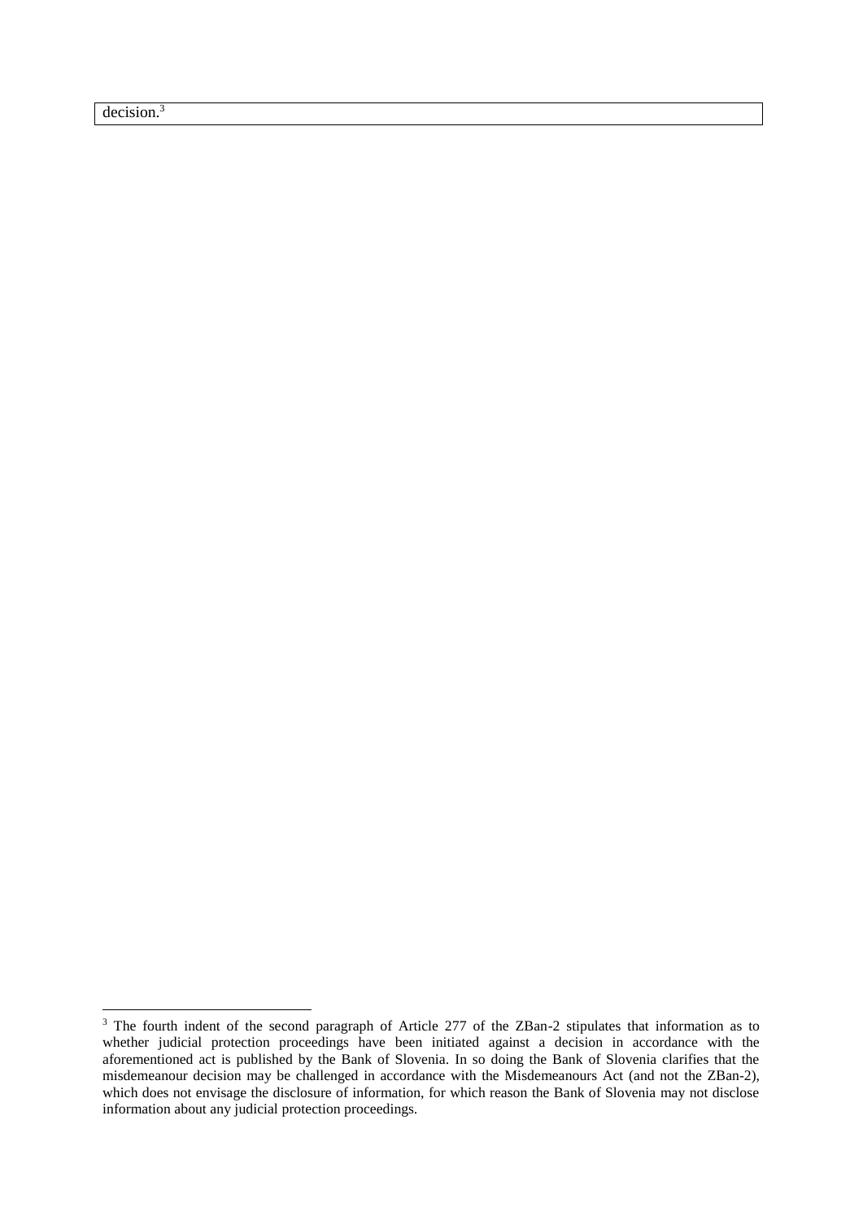| |
|---|
| decision.[3] |

[3] The fourth indent of the second paragraph of Article 277 of the ZBan-2 stipulates that information as to whether judicial protection proceedings have been initiated against a decision in accordance with the aforementioned act is published by the Bank of Slovenia. In so doing the Bank of Slovenia clarifies that the misdemeanour decision may be challenged in accordance with the Misdemeanours Act (and not the ZBan-2), which does not envisage the disclosure of information, for which reason the Bank of Slovenia may not disclose information about any judicial protection proceedings.